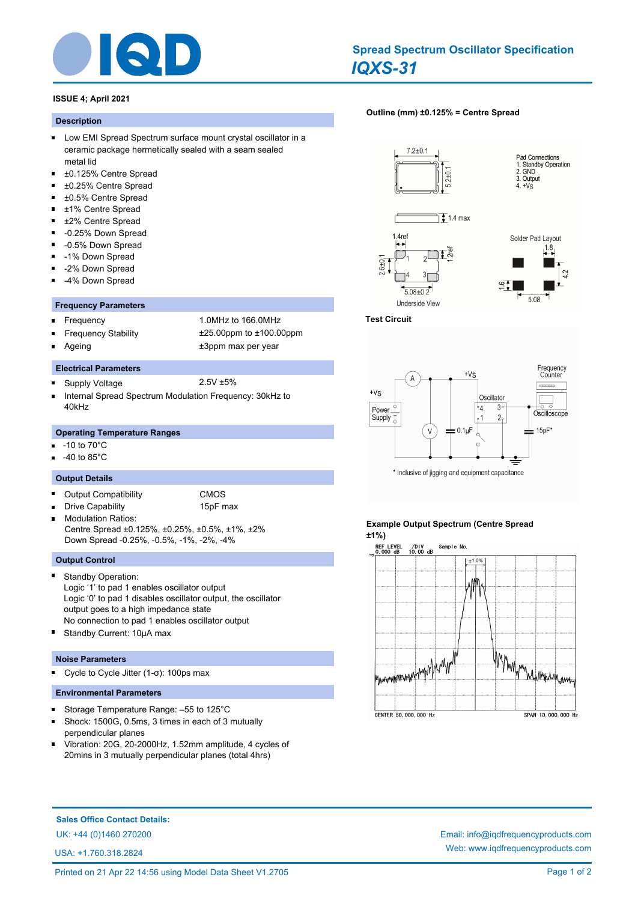# Spread Spectrum Oscillator Specification

## *IQXS-31*

**ISSUE 4; April 2021**

### Description

- Low EMI Spread Spectrum surface mount crystal oscillator in a ceramic package hermetically sealed with a seam sealed metal lid
- ±0.125% Centre Spread
- ±0.25% Centre Spread
- ±0.5% Centre Spread
- ±1% Centre Spread
- ±2% Centre Spread
- -0.25% Down Spread
- -0.5% Down Spread
- -1% Down Spread
- -2% Down Spread
- -4% Down Spread

### Frequency Parameters

- Frequency: 1.0MHz to 166.0MHz
- Frequency Stability: ±25.00ppm to ±100.00ppm
- Ageing: ±3ppm max per year

### Electrical Parameters

- Supply Voltage: 2.5V ±5%
- Internal Spread Spectrum Modulation Frequency: 30kHz to 40kHz

### Operating Temperature Ranges

- -10 to 70°C
- -40 to 85°C

### Output Details

- Output Compatibility: CMOS
- Drive Capability: 15pF max
- Modulation Ratios:
  Centre Spread ±0.125%, ±0.25%, ±0.5%, ±1%, ±2%
  Down Spread -0.25%, -0.5%, -1%, -2%, -4%

### Output Control

- Standby Operation:
  Logic '1' to pad 1 enables oscillator output
  Logic '0' to pad 1 disables oscillator output, the oscillator output goes to a high impedance state
  No connection to pad 1 enables oscillator output
- Standby Current: 10µA max

### Noise Parameters

- Cycle to Cycle Jitter (1-σ): 100ps max

### Environmental Parameters

- Storage Temperature Range: –55 to 125°C
- Shock: 1500G, 0.5ms, 3 times in each of 3 mutually perpendicular planes
- Vibration: 20G, 20-2000Hz, 1.52mm amplitude, 4 cycles of 20mins in 3 mutually perpendicular planes (total 4hrs)

### Outline (mm) ±0.125% = Centre Spread

7.2±0.1 | 5.2±0.1 | 1.4 max | 1.4ref | 1.2ref | 2.6±0.1 | 5.08±0.2

Underside View

Pad Connections
1. Standby Operation
2. GND
3. Output
4. +Vs

Solder Pad Layout: 1.8 | 4.2 | 1.6 | 5.08

### Test Circuit

+Vs, Power Supply, A, V, 0.1µF, Oscillator, Frequency Counter, Oscilloscope, 15pF*

\* Inclusive of jigging and equipment capacitance

### Example Output Spectrum (Centre Spread ±1%)

REF LEVEL 0.000 dB | /DIV 10.00 dB | Sample No. | ±1.0%

CENTER 50,000,000 Hz | SPAN 10,000,000 Hz

**Sales Office Contact Details:**

UK: +44 (0)1460 270200

USA: +1.760.318.2824

Email: info@iqdfrequencyproducts.com

Web: www.iqdfrequencyproducts.com

Printed on 21 Apr 22 14:56 using Model Data Sheet V1.2705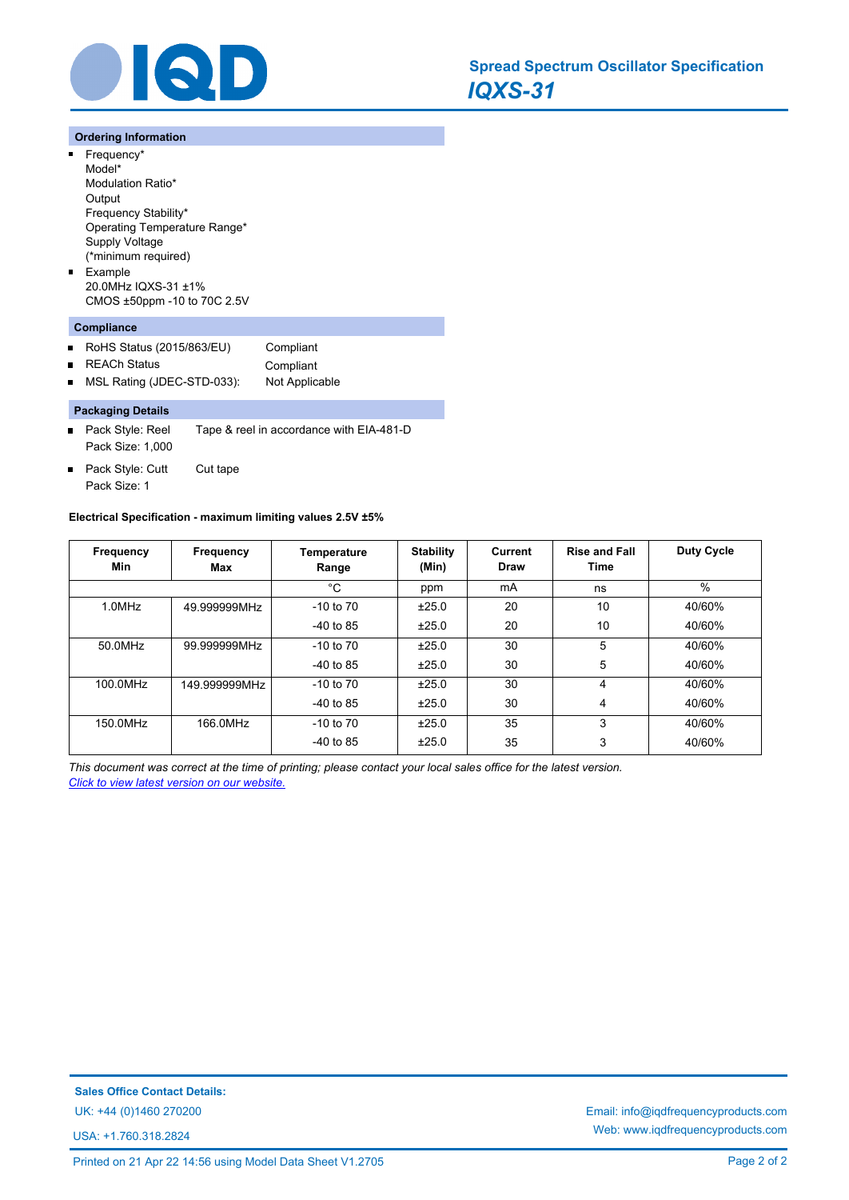## Spread Spectrum Oscillator Specification

## IQXS-31

### Ordering Information

- Frequency*
  Model*
  Modulation Ratio*
  Output
  Frequency Stability*
  Operating Temperature Range*
  Supply Voltage
  (*minimum required)
- Example
  20.0MHz IQXS-31 ±1%
  CMOS ±50ppm -10 to 70C 2.5V

### Compliance

- RoHS Status (2015/863/EU) Compliant
- REACh Status Compliant
- MSL Rating (JDEC-STD-033): Not Applicable

### Packaging Details

- Pack Style: Reel Tape & reel in accordance with EIA-481-D
  Pack Size: 1,000
- Pack Style: Cutt Cut tape
  Pack Size: 1

**Electrical Specification - maximum limiting values 2.5V ±5%**

| Frequency Min | Frequency Max | Temperature Range | Stability (Min) | Current Draw | Rise and Fall Time | Duty Cycle |
|---|---|---|---|---|---|---|
| | | °C | ppm | mA | ns | % |
| 1.0MHz | 49.999999MHz | -10 to 70 | ±25.0 | 20 | 10 | 40/60% |
| | | -40 to 85 | ±25.0 | 20 | 10 | 40/60% |
| 50.0MHz | 99.999999MHz | -10 to 70 | ±25.0 | 30 | 5 | 40/60% |
| | | -40 to 85 | ±25.0 | 30 | 5 | 40/60% |
| 100.0MHz | 149.999999MHz | -10 to 70 | ±25.0 | 30 | 4 | 40/60% |
| | | -40 to 85 | ±25.0 | 30 | 4 | 40/60% |
| 150.0MHz | 166.0MHz | -10 to 70 | ±25.0 | 35 | 3 | 40/60% |
| | | -40 to 85 | ±25.0 | 35 | 3 | 40/60% |

*This document was correct at the time of printing; please contact your local sales office for the latest version.*
*Click to view latest version on our website.*

**Sales Office Contact Details:**
UK: +44 (0)1460 270200
USA: +1.760.318.2824
Email: info@iqdfrequencyproducts.com
Web: www.iqdfrequencyproducts.com